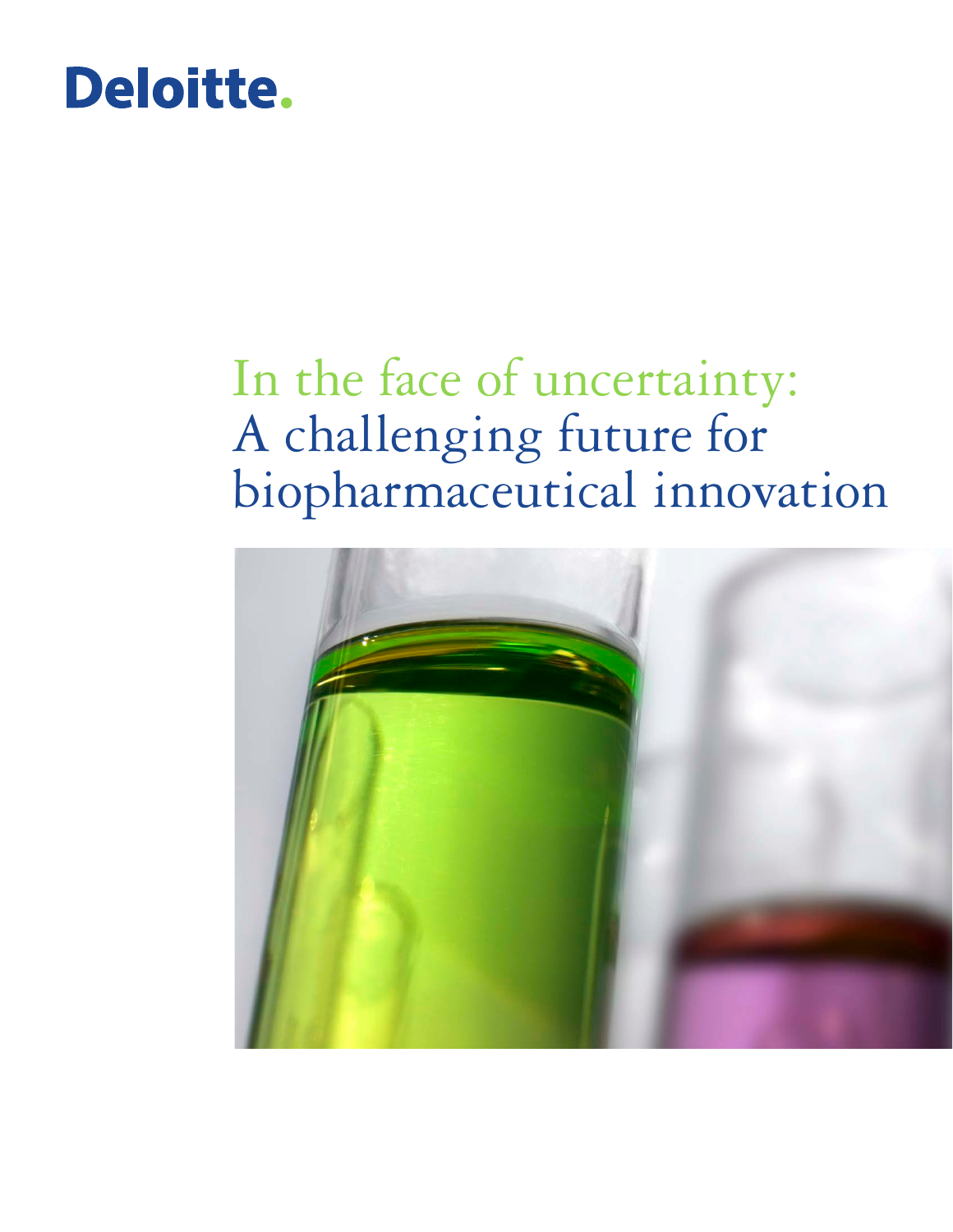Deloitte.

# In the face of uncertainty: A challenging future for biopharmaceutical innovation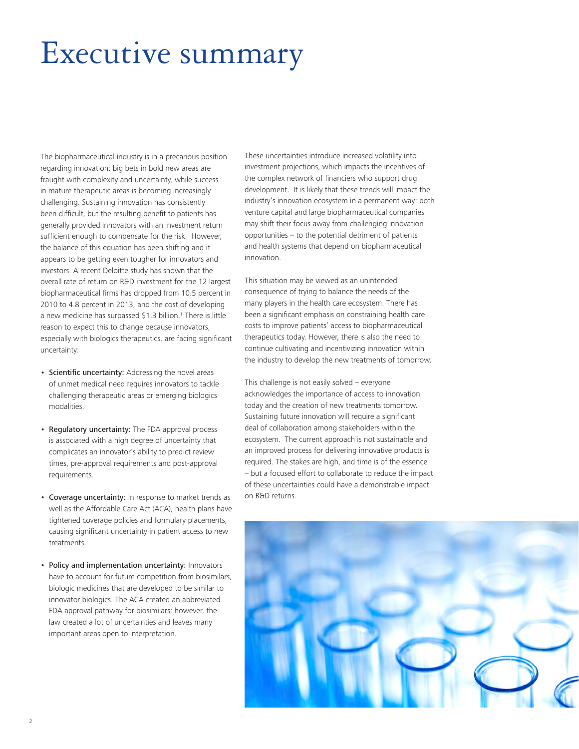# Executive summary

The biopharmaceutical industry is in a precarious position regarding innovation: big bets in bold new areas are fraught with complexity and uncertainty, while success in mature therapeutic areas is becoming increasingly challenging. Sustaining innovation has consistently been difficult, but the resulting benefit to patients has generally provided innovators with an investment return sufficient enough to compensate for the risk. However, the balance of this equation has been shifting and it appears to be getting even tougher for innovators and investors. A recent Deloitte study has shown that the overall rate of return on R&D investment for the 12 largest biopharmaceutical firms has dropped from 10.5 percent in 2010 to 4.8 percent in 2013, and the cost of developing a new medicine has surpassed $1.3 billion.[1] There is little reason to expect this to change because innovators, especially with biologics therapeutics, are facing significant uncertainty:

- **Scientific uncertainty:** Addressing the novel areas of unmet medical need requires innovators to tackle challenging therapeutic areas or emerging biologics modalities.
- **Regulatory uncertainty:** The FDA approval process is associated with a high degree of uncertainty that complicates an innovator's ability to predict review times, pre-approval requirements and post-approval requirements.
- **Coverage uncertainty:** In response to market trends as well as the Affordable Care Act (ACA), health plans have tightened coverage policies and formulary placements, causing significant uncertainty in patient access to new treatments.
- **Policy and implementation uncertainty:** Innovators have to account for future competition from biosimilars, biologic medicines that are developed to be similar to innovator biologics. The ACA created an abbreviated FDA approval pathway for biosimilars; however, the law created a lot of uncertainties and leaves many important areas open to interpretation.

These uncertainties introduce increased volatility into investment projections, which impacts the incentives of the complex network of financiers who support drug development. It is likely that these trends will impact the industry's innovation ecosystem in a permanent way: both venture capital and large biopharmaceutical companies may shift their focus away from challenging innovation opportunities – to the potential detriment of patients and health systems that depend on biopharmaceutical innovation.

This situation may be viewed as an unintended consequence of trying to balance the needs of the many players in the health care ecosystem. There has been a significant emphasis on constraining health care costs to improve patients' access to biopharmaceutical therapeutics today. However, there is also the need to continue cultivating and incentivizing innovation within the industry to develop the new treatments of tomorrow.

This challenge is not easily solved – everyone acknowledges the importance of access to innovation today and the creation of new treatments tomorrow. Sustaining future innovation will require a significant deal of collaboration among stakeholders within the ecosystem. The current approach is not sustainable and an improved process for delivering innovative products is required. The stakes are high, and time is of the essence – but a focused effort to collaborate to reduce the impact of these uncertainties could have a demonstrable impact on R&D returns.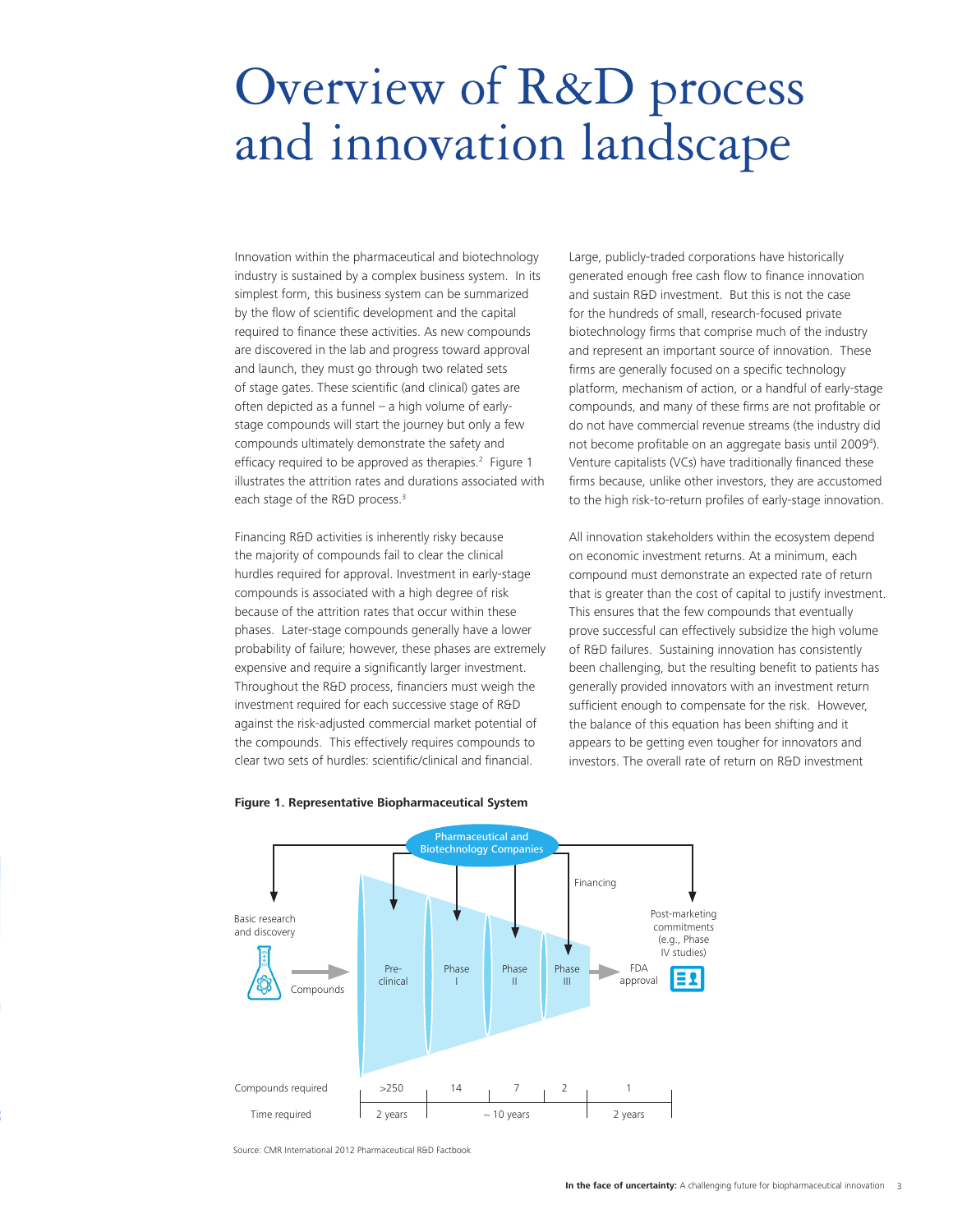# Overview of R&D process and innovation landscape

Innovation within the pharmaceutical and biotechnology industry is sustained by a complex business system. In its simplest form, this business system can be summarized by the flow of scientific development and the capital required to finance these activities. As new compounds are discovered in the lab and progress toward approval and launch, they must go through two related sets of stage gates. These scientific (and clinical) gates are often depicted as a funnel – a high volume of early-stage compounds will start the journey but only a few compounds ultimately demonstrate the safety and efficacy required to be approved as therapies.[2] Figure 1 illustrates the attrition rates and durations associated with each stage of the R&D process.[3]

Financing R&D activities is inherently risky because the majority of compounds fail to clear the clinical hurdles required for approval. Investment in early-stage compounds is associated with a high degree of risk because of the attrition rates that occur within these phases. Later-stage compounds generally have a lower probability of failure; however, these phases are extremely expensive and require a significantly larger investment. Throughout the R&D process, financiers must weigh the investment required for each successive stage of R&D against the risk-adjusted commercial market potential of the compounds. This effectively requires compounds to clear two sets of hurdles: scientific/clinical and financial.

Large, publicly-traded corporations have historically generated enough free cash flow to finance innovation and sustain R&D investment. But this is not the case for the hundreds of small, research-focused private biotechnology firms that comprise much of the industry and represent an important source of innovation. These firms are generally focused on a specific technology platform, mechanism of action, or a handful of early-stage compounds, and many of these firms are not profitable or do not have commercial revenue streams (the industry did not become profitable on an aggregate basis until 2009[4]). Venture capitalists (VCs) have traditionally financed these firms because, unlike other investors, they are accustomed to the high risk-to-return profiles of early-stage innovation.

All innovation stakeholders within the ecosystem depend on economic investment returns. At a minimum, each compound must demonstrate an expected rate of return that is greater than the cost of capital to justify investment. This ensures that the few compounds that eventually prove successful can effectively subsidize the high volume of R&D failures. Sustaining innovation has consistently been challenging, but the resulting benefit to patients has generally provided innovators with an investment return sufficient enough to compensate for the risk. However, the balance of this equation has been shifting and it appears to be getting even tougher for innovators and investors. The overall rate of return on R&D investment

**Figure 1. Representative Biopharmaceutical System**

| | Pre-clinical | Phase I | Phase II | Phase III | FDA approval |
|---|---|---|---|---|---|
| Compounds required | >250 | 14 | 7 | 2 | 1 |
| Time required | 2 years | ~ 10 years | | | 2 years |

Pharmaceutical and Biotechnology Companies; Financing; Basic research and discovery; Compounds; Post-marketing commitments (e.g., Phase IV studies)

Source: CMR International 2012 Pharmaceutical R&D Factbook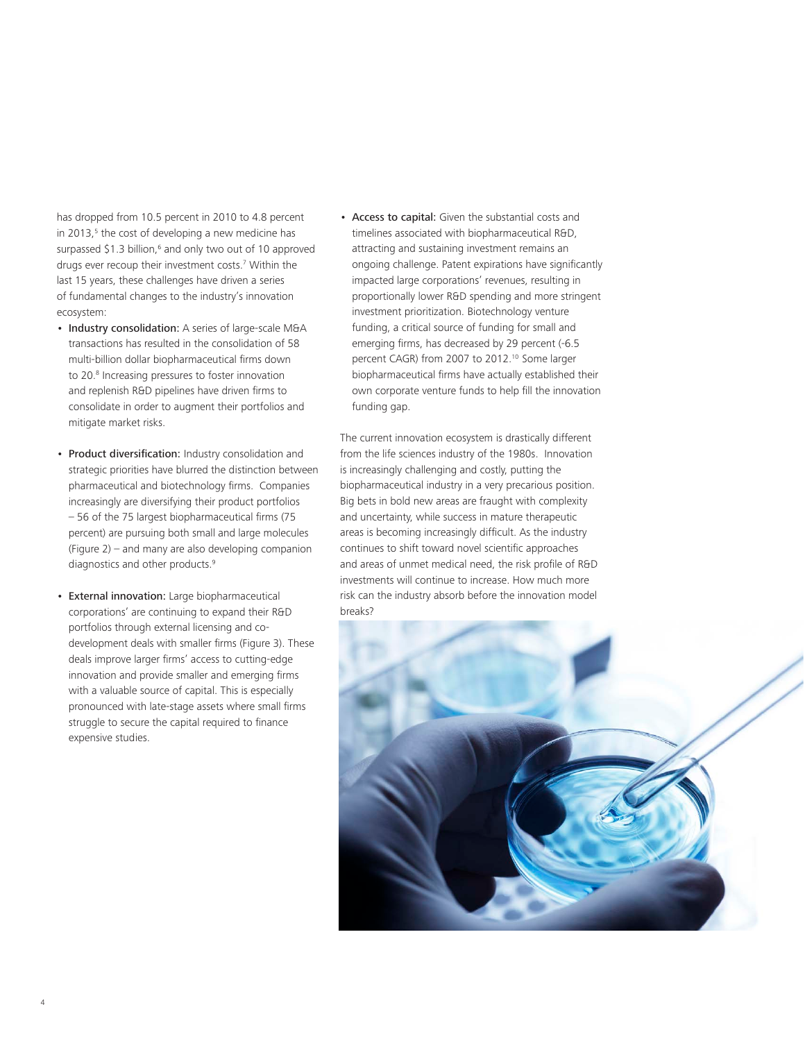has dropped from 10.5 percent in 2010 to 4.8 percent in 2013,[5] the cost of developing a new medicine has surpassed $1.3 billion,[6] and only two out of 10 approved drugs ever recoup their investment costs.[7] Within the last 15 years, these challenges have driven a series of fundamental changes to the industry's innovation ecosystem:

- **Industry consolidation:** A series of large-scale M&A transactions has resulted in the consolidation of 58 multi-billion dollar biopharmaceutical firms down to 20.[8] Increasing pressures to foster innovation and replenish R&D pipelines have driven firms to consolidate in order to augment their portfolios and mitigate market risks.

- **Product diversification:** Industry consolidation and strategic priorities have blurred the distinction between pharmaceutical and biotechnology firms. Companies increasingly are diversifying their product portfolios – 56 of the 75 largest biopharmaceutical firms (75 percent) are pursuing both small and large molecules (Figure 2) – and many are also developing companion diagnostics and other products.[9]

- **External innovation:** Large biopharmaceutical corporations' are continuing to expand their R&D portfolios through external licensing and co-development deals with smaller firms (Figure 3). These deals improve larger firms' access to cutting-edge innovation and provide smaller and emerging firms with a valuable source of capital. This is especially pronounced with late-stage assets where small firms struggle to secure the capital required to finance expensive studies.

- **Access to capital:** Given the substantial costs and timelines associated with biopharmaceutical R&D, attracting and sustaining investment remains an ongoing challenge. Patent expirations have significantly impacted large corporations' revenues, resulting in proportionally lower R&D spending and more stringent investment prioritization. Biotechnology venture funding, a critical source of funding for small and emerging firms, has decreased by 29 percent (-6.5 percent CAGR) from 2007 to 2012.[10] Some larger biopharmaceutical firms have actually established their own corporate venture funds to help fill the innovation funding gap.

The current innovation ecosystem is drastically different from the life sciences industry of the 1980s. Innovation is increasingly challenging and costly, putting the biopharmaceutical industry in a very precarious position. Big bets in bold new areas are fraught with complexity and uncertainty, while success in mature therapeutic areas is becoming increasingly difficult. As the industry continues to shift toward novel scientific approaches and areas of unmet medical need, the risk profile of R&D investments will continue to increase. How much more risk can the industry absorb before the innovation model breaks?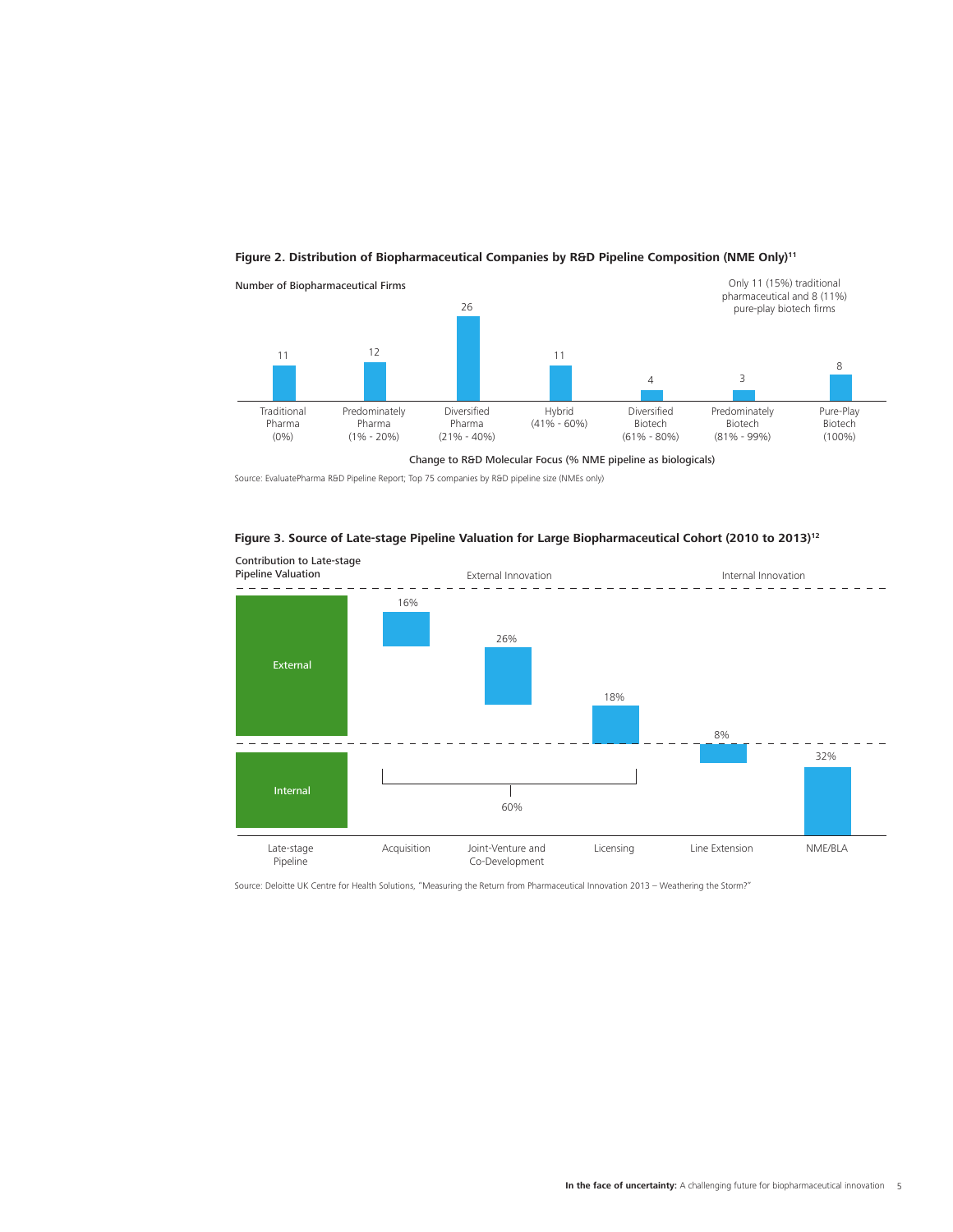**Figure 2. Distribution of Biopharmaceutical Companies by R&D Pipeline Composition (NME Only)[11]**

Number of Biopharmaceutical Firms

Only 11 (15%) traditional pharmaceutical and 8 (11%) pure-play biotech firms

| Change to R&D Molecular Focus (% NME pipeline as biologicals) | Number of Biopharmaceutical Firms |
|---|---|
| Traditional Pharma (0%) | 11 |
| Predominately Pharma (1% - 20%) | 12 |
| Diversified Pharma (21% - 40%) | 26 |
| Hybrid (41% - 60%) | 11 |
| Diversified Biotech (61% - 80%) | 4 |
| Predominately Biotech (81% - 99%) | 3 |
| Pure-Play Biotech (100%) | 8 |

Source: EvaluatePharma R&D Pipeline Report; Top 75 companies by R&D pipeline size (NMEs only)

**Figure 3. Source of Late-stage Pipeline Valuation for Large Biopharmaceutical Cohort (2010 to 2013)[12]**

Contribution to Late-stage Pipeline Valuation

| Late-stage Pipeline | Source | Contribution |
|---|---|---|
| External (External Innovation) | Acquisition | 16% |
| | Joint-Venture and Co-Development | 26% |
| | Licensing | 18% |
| Internal (Internal Innovation) | Line Extension | 8% |
| | NME/BLA | 32% |

External Innovation total (Acquisition, Joint-Venture and Co-Development, Licensing): 60%

Source: Deloitte UK Centre for Health Solutions, "Measuring the Return from Pharmaceutical Innovation 2013 – Weathering the Storm?"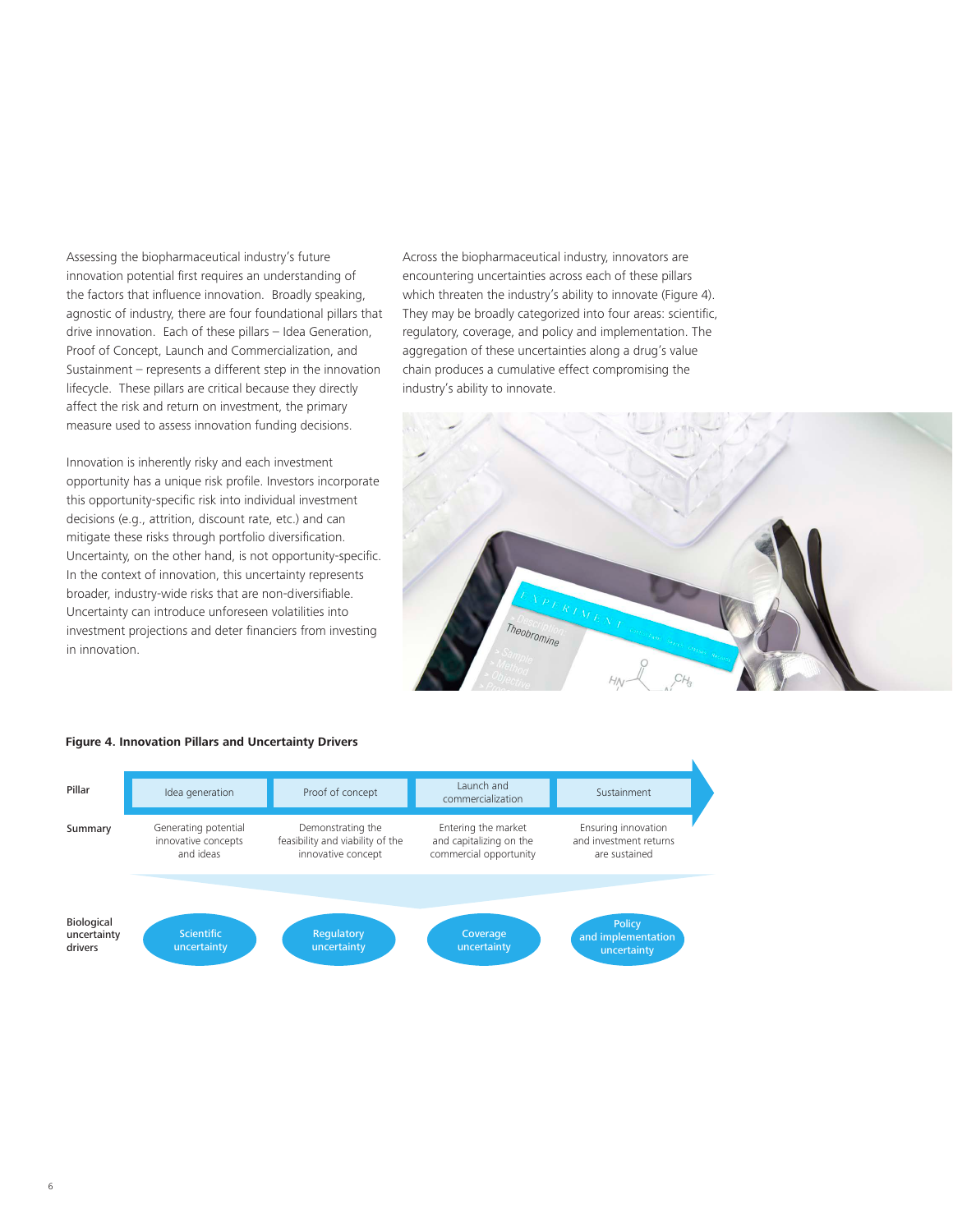Assessing the biopharmaceutical industry's future innovation potential first requires an understanding of the factors that influence innovation. Broadly speaking, agnostic of industry, there are four foundational pillars that drive innovation. Each of these pillars – Idea Generation, Proof of Concept, Launch and Commercialization, and Sustainment – represents a different step in the innovation lifecycle. These pillars are critical because they directly affect the risk and return on investment, the primary measure used to assess innovation funding decisions.

Innovation is inherently risky and each investment opportunity has a unique risk profile. Investors incorporate this opportunity-specific risk into individual investment decisions (e.g., attrition, discount rate, etc.) and can mitigate these risks through portfolio diversification. Uncertainty, on the other hand, is not opportunity-specific. In the context of innovation, this uncertainty represents broader, industry-wide risks that are non-diversifiable. Uncertainty can introduce unforeseen volatilities into investment projections and deter financiers from investing in innovation.

Across the biopharmaceutical industry, innovators are encountering uncertainties across each of these pillars which threaten the industry's ability to innovate (Figure 4). They may be broadly categorized into four areas: scientific, regulatory, coverage, and policy and implementation. The aggregation of these uncertainties along a drug's value chain produces a cumulative effect compromising the industry's ability to innovate.

**Figure 4. Innovation Pillars and Uncertainty Drivers**

| Pillar | Idea generation | Proof of concept | Launch and commercialization | Sustainment |
|---|---|---|---|---|
| Summary | Generating potential innovative concepts and ideas | Demonstrating the feasibility and viability of the innovative concept | Entering the market and capitalizing on the commercial opportunity | Ensuring innovation and investment returns are sustained |
| Biological uncertainty drivers | Scientific uncertainty | Regulatory uncertainty | Coverage uncertainty | Policy and implementation uncertainty |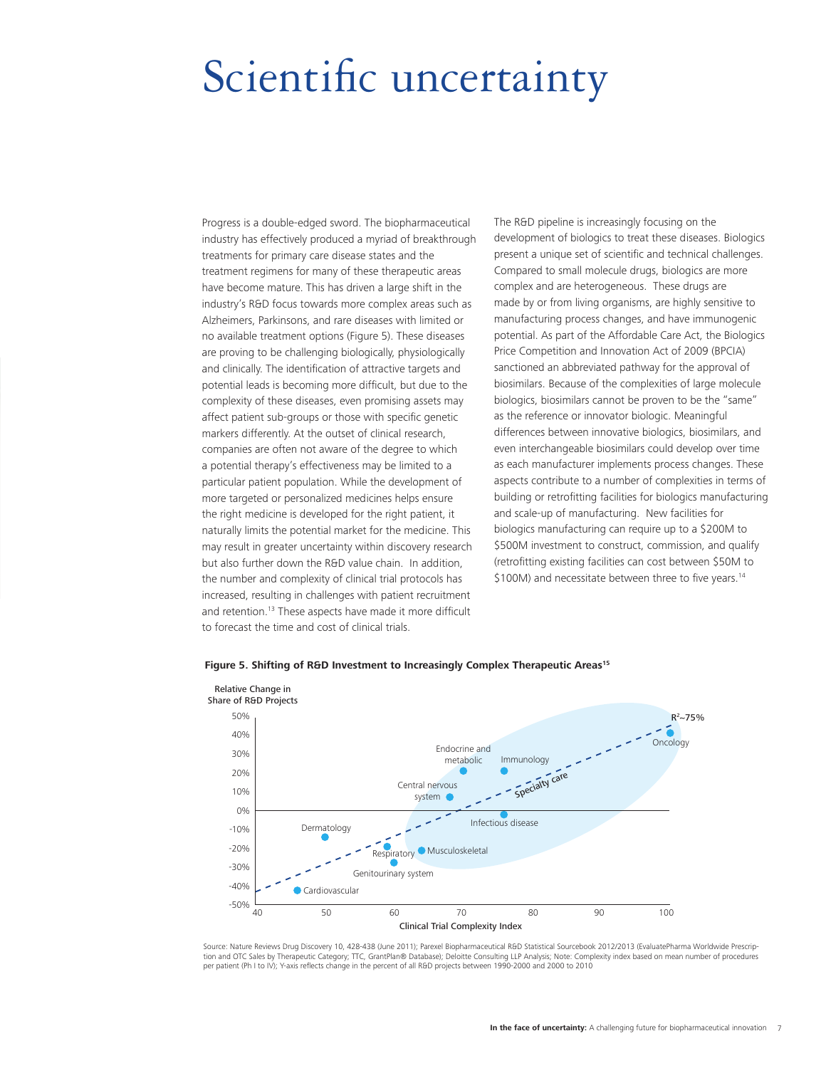# Scientific uncertainty

Progress is a double-edged sword. The biopharmaceutical industry has effectively produced a myriad of breakthrough treatments for primary care disease states and the treatment regimens for many of these therapeutic areas have become mature. This has driven a large shift in the industry's R&D focus towards more complex areas such as Alzheimers, Parkinsons, and rare diseases with limited or no available treatment options (Figure 5). These diseases are proving to be challenging biologically, physiologically and clinically. The identification of attractive targets and potential leads is becoming more difficult, but due to the complexity of these diseases, even promising assets may affect patient sub-groups or those with specific genetic markers differently. At the outset of clinical research, companies are often not aware of the degree to which a potential therapy's effectiveness may be limited to a particular patient population. While the development of more targeted or personalized medicines helps ensure the right medicine is developed for the right patient, it naturally limits the potential market for the medicine. This may result in greater uncertainty within discovery research but also further down the R&D value chain. In addition, the number and complexity of clinical trial protocols has increased, resulting in challenges with patient recruitment and retention.[13] These aspects have made it more difficult to forecast the time and cost of clinical trials.

The R&D pipeline is increasingly focusing on the development of biologics to treat these diseases. Biologics present a unique set of scientific and technical challenges. Compared to small molecule drugs, biologics are more complex and are heterogeneous. These drugs are made by or from living organisms, are highly sensitive to manufacturing process changes, and have immunogenic potential. As part of the Affordable Care Act, the Biologics Price Competition and Innovation Act of 2009 (BPCIA) sanctioned an abbreviated pathway for the approval of biosimilars. Because of the complexities of large molecule biologics, biosimilars cannot be proven to be the "same" as the reference or innovator biologic. Meaningful differences between innovative biologics, biosimilars, and even interchangeable biosimilars could develop over time as each manufacturer implements process changes. These aspects contribute to a number of complexities in terms of building or retrofitting facilities for biologics manufacturing and scale-up of manufacturing. New facilities for biologics manufacturing can require up to a $200M to $500M investment to construct, commission, and qualify (retrofitting existing facilities can cost between $50M to $100M) and necessitate between three to five years.[14]

**Figure 5. Shifting of R&D Investment to Increasingly Complex Therapeutic Areas[15]**

Relative Change in Share of R&D Projects (y-axis, -50% to 50%) vs. Clinical Trial Complexity Index (x-axis, 40 to 100). Data points: Cardiovascular, Dermatology, Respiratory, Genitourinary system, Musculoskeletal, Central nervous system, Endocrine and metabolic, Immunology, Infectious disease, Oncology. Trend line labeled "Specialty care", $R^2$~75%.

Source: Nature Reviews Drug Discovery 10, 428-438 (June 2011); Parexel Biopharmaceutical R&D Statistical Sourcebook 2012/2013 (EvaluatePharma Worldwide Prescription and OTC Sales by Therapeutic Category; TTC, GrantPlan® Database); Deloitte Consulting LLP Analysis; Note: Complexity index based on mean number of procedures per patient (Ph I to IV); Y-axis reflects change in the percent of all R&D projects between 1990-2000 and 2000 to 2010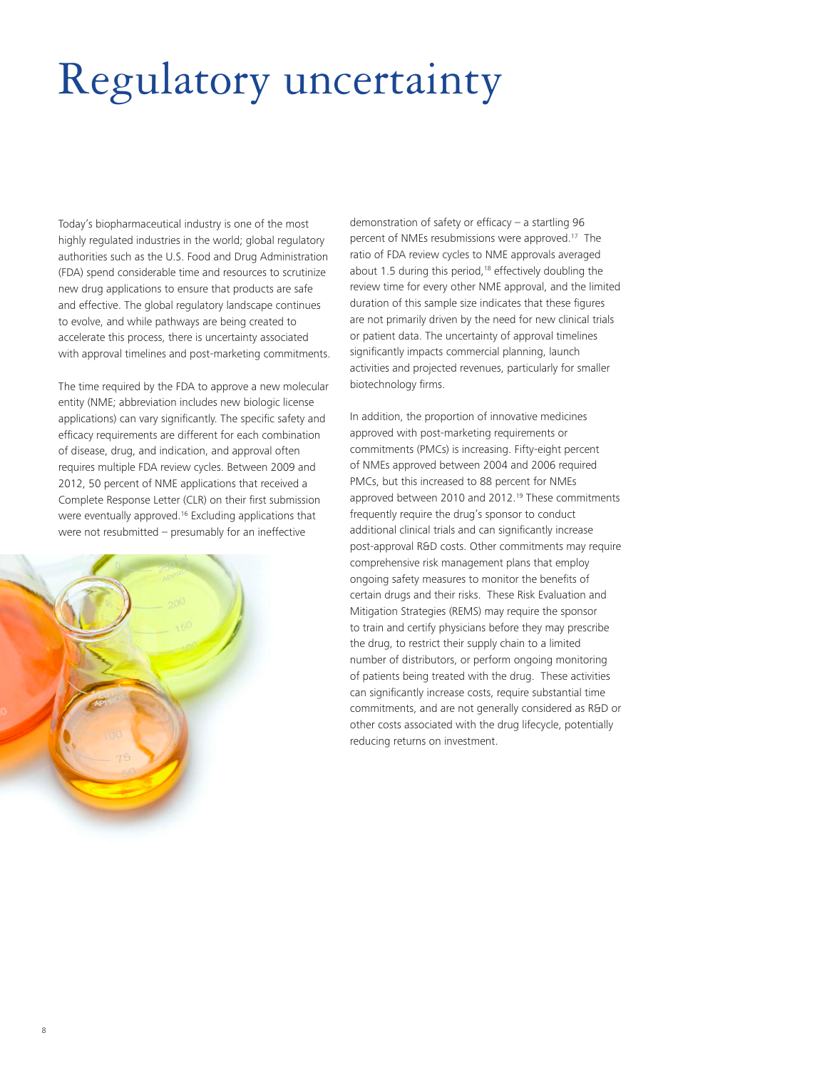# Regulatory uncertainty

Today's biopharmaceutical industry is one of the most highly regulated industries in the world; global regulatory authorities such as the U.S. Food and Drug Administration (FDA) spend considerable time and resources to scrutinize new drug applications to ensure that products are safe and effective. The global regulatory landscape continues to evolve, and while pathways are being created to accelerate this process, there is uncertainty associated with approval timelines and post-marketing commitments.

The time required by the FDA to approve a new molecular entity (NME; abbreviation includes new biologic license applications) can vary significantly. The specific safety and efficacy requirements are different for each combination of disease, drug, and indication, and approval often requires multiple FDA review cycles. Between 2009 and 2012, 50 percent of NME applications that received a Complete Response Letter (CLR) on their first submission were eventually approved.[16] Excluding applications that were not resubmitted – presumably for an ineffective demonstration of safety or efficacy – a startling 96 percent of NMEs resubmissions were approved.[17] The ratio of FDA review cycles to NME approvals averaged about 1.5 during this period,[18] effectively doubling the review time for every other NME approval, and the limited duration of this sample size indicates that these figures are not primarily driven by the need for new clinical trials or patient data. The uncertainty of approval timelines significantly impacts commercial planning, launch activities and projected revenues, particularly for smaller biotechnology firms.

In addition, the proportion of innovative medicines approved with post-marketing requirements or commitments (PMCs) is increasing. Fifty-eight percent of NMEs approved between 2004 and 2006 required PMCs, but this increased to 88 percent for NMEs approved between 2010 and 2012.[19] These commitments frequently require the drug's sponsor to conduct additional clinical trials and can significantly increase post-approval R&D costs. Other commitments may require comprehensive risk management plans that employ ongoing safety measures to monitor the benefits of certain drugs and their risks. These Risk Evaluation and Mitigation Strategies (REMS) may require the sponsor to train and certify physicians before they may prescribe the drug, to restrict their supply chain to a limited number of distributors, or perform ongoing monitoring of patients being treated with the drug. These activities can significantly increase costs, require substantial time commitments, and are not generally considered as R&D or other costs associated with the drug lifecycle, potentially reducing returns on investment.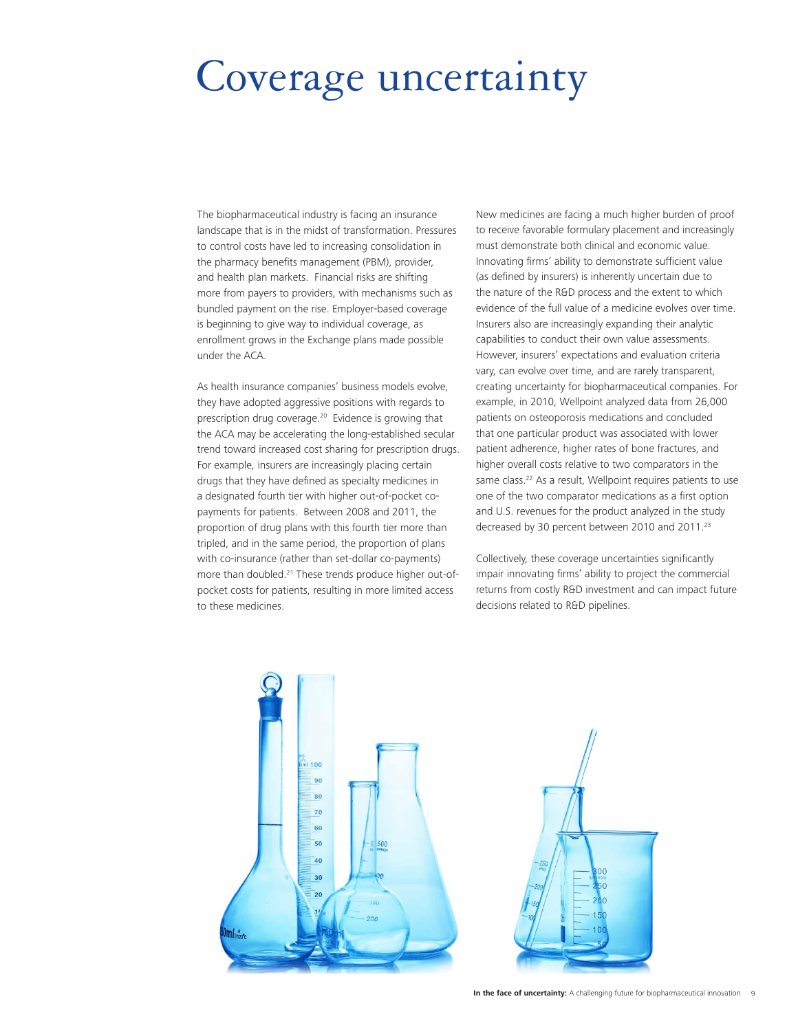# Coverage uncertainty

The biopharmaceutical industry is facing an insurance landscape that is in the midst of transformation. Pressures to control costs have led to increasing consolidation in the pharmacy benefits management (PBM), provider, and health plan markets. Financial risks are shifting more from payers to providers, with mechanisms such as bundled payment on the rise. Employer-based coverage is beginning to give way to individual coverage, as enrollment grows in the Exchange plans made possible under the ACA.

As health insurance companies' business models evolve, they have adopted aggressive positions with regards to prescription drug coverage.[20] Evidence is growing that the ACA may be accelerating the long-established secular trend toward increased cost sharing for prescription drugs. For example, insurers are increasingly placing certain drugs that they have defined as specialty medicines in a designated fourth tier with higher out-of-pocket co-payments for patients. Between 2008 and 2011, the proportion of drug plans with this fourth tier more than tripled, and in the same period, the proportion of plans with co-insurance (rather than set-dollar co-payments) more than doubled.[21] These trends produce higher out-of-pocket costs for patients, resulting in more limited access to these medicines.

New medicines are facing a much higher burden of proof to receive favorable formulary placement and increasingly must demonstrate both clinical and economic value. Innovating firms' ability to demonstrate sufficient value (as defined by insurers) is inherently uncertain due to the nature of the R&D process and the extent to which evidence of the full value of a medicine evolves over time. Insurers also are increasingly expanding their analytic capabilities to conduct their own value assessments. However, insurers' expectations and evaluation criteria vary, can evolve over time, and are rarely transparent, creating uncertainty for biopharmaceutical companies. For example, in 2010, Wellpoint analyzed data from 26,000 patients on osteoporosis medications and concluded that one particular product was associated with lower patient adherence, higher rates of bone fractures, and higher overall costs relative to two comparators in the same class.[22] As a result, Wellpoint requires patients to use one of the two comparator medications as a first option and U.S. revenues for the product analyzed in the study decreased by 30 percent between 2010 and 2011.[23]

Collectively, these coverage uncertainties significantly impair innovating firms' ability to project the commercial returns from costly R&D investment and can impact future decisions related to R&D pipelines.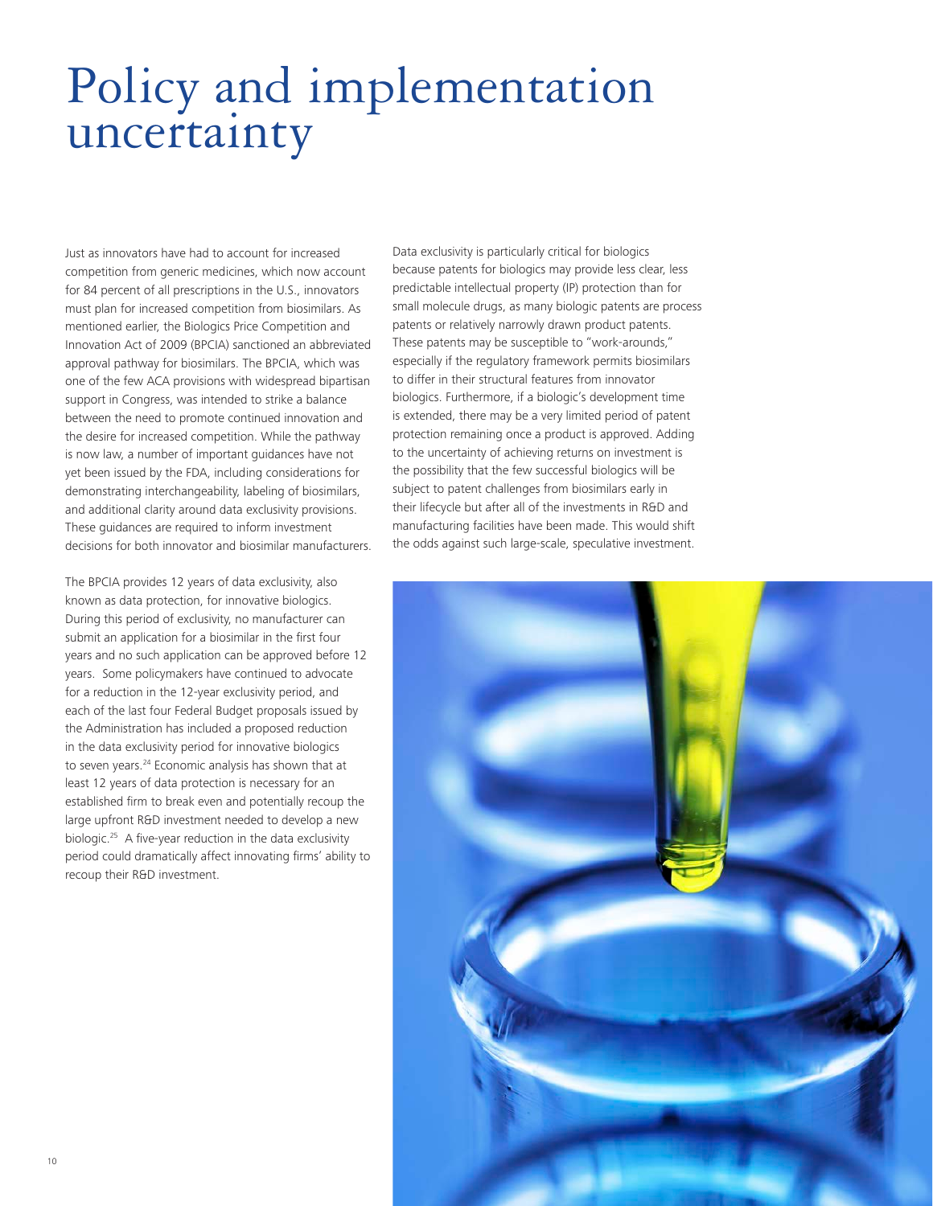# Policy and implementation uncertainty

Just as innovators have had to account for increased competition from generic medicines, which now account for 84 percent of all prescriptions in the U.S., innovators must plan for increased competition from biosimilars. As mentioned earlier, the Biologics Price Competition and Innovation Act of 2009 (BPCIA) sanctioned an abbreviated approval pathway for biosimilars. The BPCIA, which was one of the few ACA provisions with widespread bipartisan support in Congress, was intended to strike a balance between the need to promote continued innovation and the desire for increased competition. While the pathway is now law, a number of important guidances have not yet been issued by the FDA, including considerations for demonstrating interchangeability, labeling of biosimilars, and additional clarity around data exclusivity provisions. These guidances are required to inform investment decisions for both innovator and biosimilar manufacturers.

The BPCIA provides 12 years of data exclusivity, also known as data protection, for innovative biologics. During this period of exclusivity, no manufacturer can submit an application for a biosimilar in the first four years and no such application can be approved before 12 years. Some policymakers have continued to advocate for a reduction in the 12-year exclusivity period, and each of the last four Federal Budget proposals issued by the Administration has included a proposed reduction in the data exclusivity period for innovative biologics to seven years.[24] Economic analysis has shown that at least 12 years of data protection is necessary for an established firm to break even and potentially recoup the large upfront R&D investment needed to develop a new biologic.[25] A five-year reduction in the data exclusivity period could dramatically affect innovating firms' ability to recoup their R&D investment.

Data exclusivity is particularly critical for biologics because patents for biologics may provide less clear, less predictable intellectual property (IP) protection than for small molecule drugs, as many biologic patents are process patents or relatively narrowly drawn product patents. These patents may be susceptible to "work-arounds," especially if the regulatory framework permits biosimilars to differ in their structural features from innovator biologics. Furthermore, if a biologic's development time is extended, there may be a very limited period of patent protection remaining once a product is approved. Adding to the uncertainty of achieving returns on investment is the possibility that the few successful biologics will be subject to patent challenges from biosimilars early in their lifecycle but after all of the investments in R&D and manufacturing facilities have been made. This would shift the odds against such large-scale, speculative investment.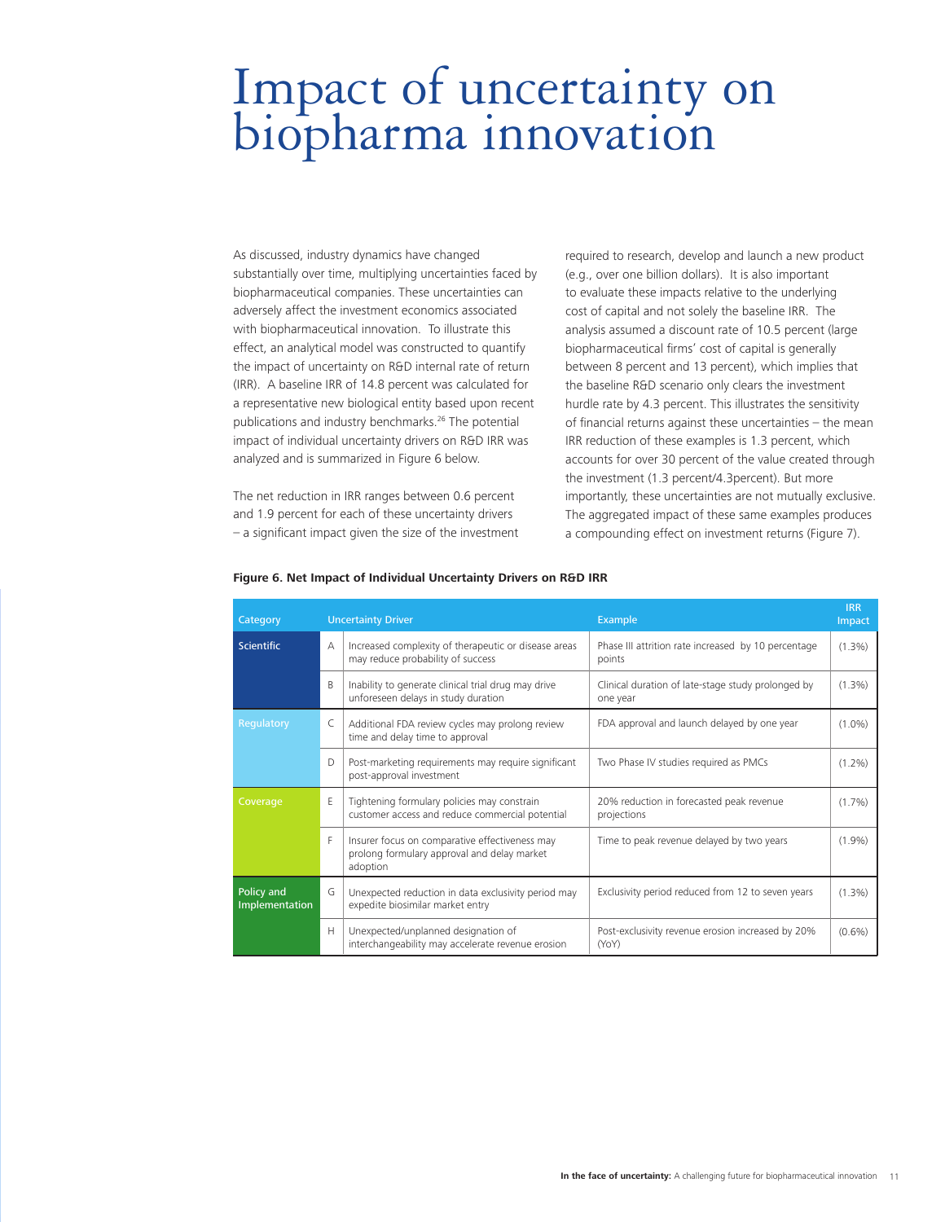# Impact of uncertainty on biopharma innovation

As discussed, industry dynamics have changed substantially over time, multiplying uncertainties faced by biopharmaceutical companies. These uncertainties can adversely affect the investment economics associated with biopharmaceutical innovation. To illustrate this effect, an analytical model was constructed to quantify the impact of uncertainty on R&D internal rate of return (IRR). A baseline IRR of 14.8 percent was calculated for a representative new biological entity based upon recent publications and industry benchmarks.[26] The potential impact of individual uncertainty drivers on R&D IRR was analyzed and is summarized in Figure 6 below.

The net reduction in IRR ranges between 0.6 percent and 1.9 percent for each of these uncertainty drivers – a significant impact given the size of the investment required to research, develop and launch a new product (e.g., over one billion dollars). It is also important to evaluate these impacts relative to the underlying cost of capital and not solely the baseline IRR. The analysis assumed a discount rate of 10.5 percent (large biopharmaceutical firms' cost of capital is generally between 8 percent and 13 percent), which implies that the baseline R&D scenario only clears the investment hurdle rate by 4.3 percent. This illustrates the sensitivity of financial returns against these uncertainties – the mean IRR reduction of these examples is 1.3 percent, which accounts for over 30 percent of the value created through the investment (1.3 percent/4.3percent). But more importantly, these uncertainties are not mutually exclusive. The aggregated impact of these same examples produces a compounding effect on investment returns (Figure 7).

**Figure 6. Net Impact of Individual Uncertainty Drivers on R&D IRR**

| Category | | Uncertainty Driver | Example | IRR Impact |
|---|---|---|---|---|
| Scientific | A | Increased complexity of therapeutic or disease areas may reduce probability of success | Phase III attrition rate increased by 10 percentage points | (1.3%) |
| | B | Inability to generate clinical trial drug may drive unforeseen delays in study duration | Clinical duration of late-stage study prolonged by one year | (1.3%) |
| Regulatory | C | Additional FDA review cycles may prolong review time and delay time to approval | FDA approval and launch delayed by one year | (1.0%) |
| | D | Post-marketing requirements may require significant post-approval investment | Two Phase IV studies required as PMCs | (1.2%) |
| Coverage | E | Tightening formulary policies may constrain customer access and reduce commercial potential | 20% reduction in forecasted peak revenue projections | (1.7%) |
| | F | Insurer focus on comparative effectiveness may prolong formulary approval and delay market adoption | Time to peak revenue delayed by two years | (1.9%) |
| Policy and Implementation | G | Unexpected reduction in data exclusivity period may expedite biosimilar market entry | Exclusivity period reduced from 12 to seven years | (1.3%) |
| | H | Unexpected/unplanned designation of interchangeability may accelerate revenue erosion | Post-exclusivity revenue erosion increased by 20% (YoY) | (0.6%) |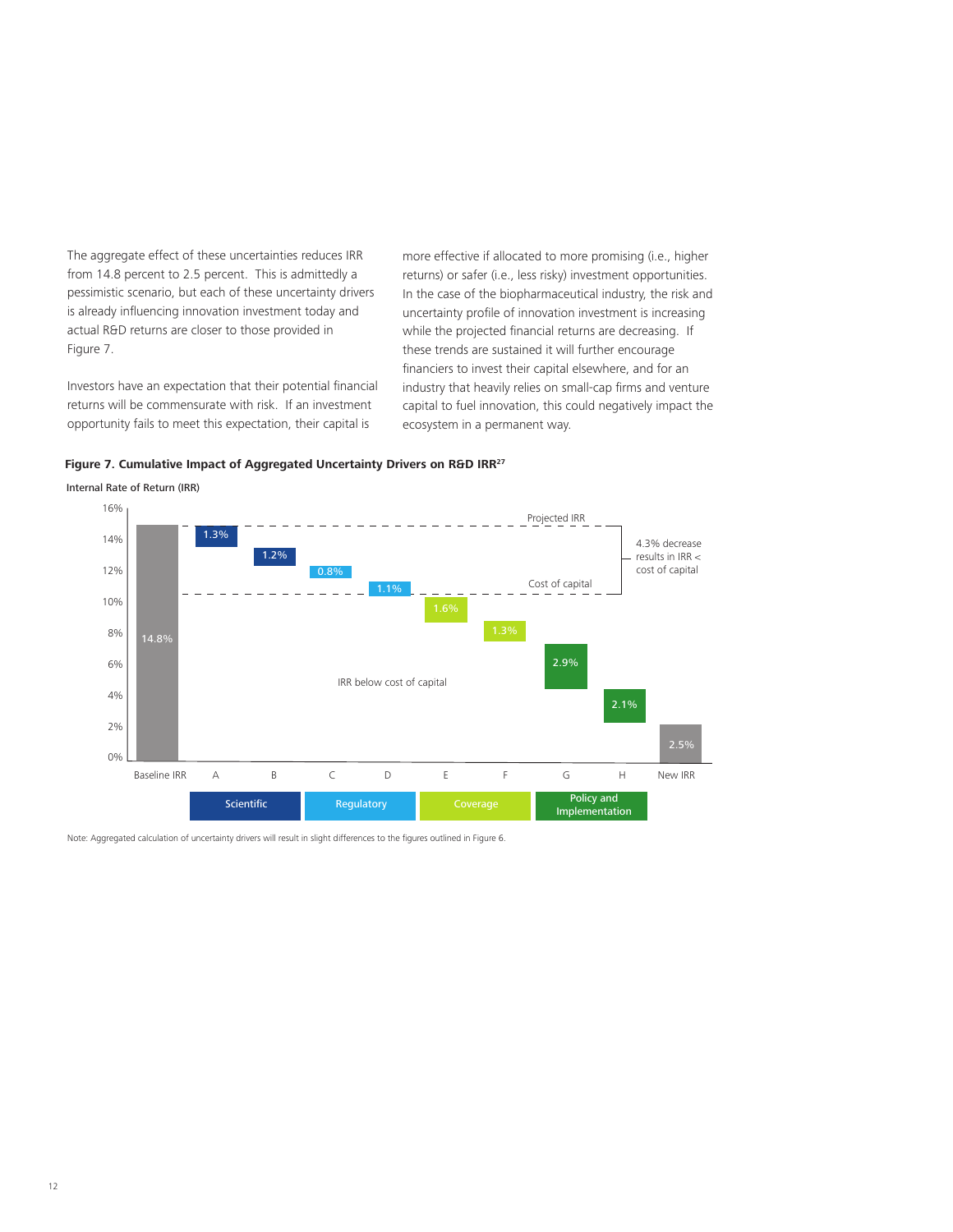The aggregate effect of these uncertainties reduces IRR from 14.8 percent to 2.5 percent. This is admittedly a pessimistic scenario, but each of these uncertainty drivers is already influencing innovation investment today and actual R&D returns are closer to those provided in Figure 7.

Investors have an expectation that their potential financial returns will be commensurate with risk. If an investment opportunity fails to meet this expectation, their capital is more effective if allocated to more promising (i.e., higher returns) or safer (i.e., less risky) investment opportunities. In the case of the biopharmaceutical industry, the risk and uncertainty profile of innovation investment is increasing while the projected financial returns are decreasing. If these trends are sustained it will further encourage financiers to invest their capital elsewhere, and for an industry that heavily relies on small-cap firms and venture capital to fuel innovation, this could negatively impact the ecosystem in a permanent way.

**Figure 7. Cumulative Impact of Aggregated Uncertainty Drivers on R&D IRR**[27]

Internal Rate of Return (IRR)

| Category | Label | Value |
| --- | --- | --- |
| | Baseline IRR | 14.8% |
| Scientific | A | 1.3% |
| Scientific | B | 1.2% |
| Regulatory | C | 0.8% |
| Regulatory | D | 1.1% |
| Coverage | E | 1.6% |
| Coverage | F | 1.3% |
| Policy and Implementation | G | 2.9% |
| Policy and Implementation | H | 2.1% |
| | New IRR | 2.5% |

Projected IRR; Cost of capital; 4.3% decrease results in IRR < cost of capital; IRR below cost of capital

Note: Aggregated calculation of uncertainty drivers will result in slight differences to the figures outlined in Figure 6.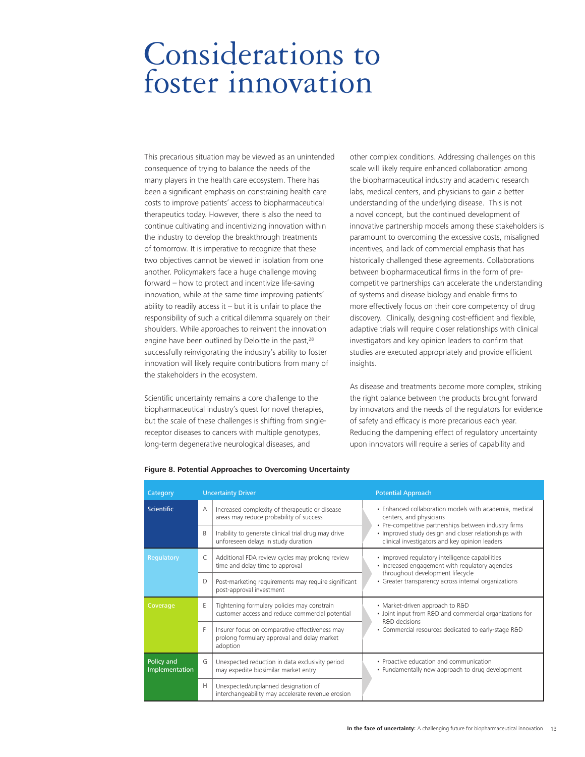# Considerations to foster innovation

This precarious situation may be viewed as an unintended consequence of trying to balance the needs of the many players in the health care ecosystem. There has been a significant emphasis on constraining health care costs to improve patients' access to biopharmaceutical therapeutics today. However, there is also the need to continue cultivating and incentivizing innovation within the industry to develop the breakthrough treatments of tomorrow. It is imperative to recognize that these two objectives cannot be viewed in isolation from one another. Policymakers face a huge challenge moving forward – how to protect and incentivize life-saving innovation, while at the same time improving patients' ability to readily access it – but it is unfair to place the responsibility of such a critical dilemma squarely on their shoulders. While approaches to reinvent the innovation engine have been outlined by Deloitte in the past,[28] successfully reinvigorating the industry's ability to foster innovation will likely require contributions from many of the stakeholders in the ecosystem.

Scientific uncertainty remains a core challenge to the biopharmaceutical industry's quest for novel therapies, but the scale of these challenges is shifting from single-receptor diseases to cancers with multiple genotypes, long-term degenerative neurological diseases, and other complex conditions. Addressing challenges on this scale will likely require enhanced collaboration among the biopharmaceutical industry and academic research labs, medical centers, and physicians to gain a better understanding of the underlying disease. This is not a novel concept, but the continued development of innovative partnership models among these stakeholders is paramount to overcoming the excessive costs, misaligned incentives, and lack of commercial emphasis that has historically challenged these agreements. Collaborations between biopharmaceutical firms in the form of pre-competitive partnerships can accelerate the understanding of systems and disease biology and enable firms to more effectively focus on their core competency of drug discovery. Clinically, designing cost-efficient and flexible, adaptive trials will require closer relationships with clinical investigators and key opinion leaders to confirm that studies are executed appropriately and provide efficient insights.

As disease and treatments become more complex, striking the right balance between the products brought forward by innovators and the needs of the regulators for evidence of safety and efficacy is more precarious each year. Reducing the dampening effect of regulatory uncertainty upon innovators will require a series of capability and

**Figure 8. Potential Approaches to Overcoming Uncertainty**

| Category | | Uncertainty Driver | Potential Approach |
|---|---|---|---|
| Scientific | A | Increased complexity of therapeutic or disease areas may reduce probability of success | • Enhanced collaboration models with academia, medical centers, and physicians<br>• Pre-competitive partnerships between industry firms<br>• Improved study design and closer relationships with clinical investigators and key opinion leaders |
| | B | Inability to generate clinical trial drug may drive unforeseen delays in study duration | |
| Regulatory | C | Additional FDA review cycles may prolong review time and delay time to approval | • Improved regulatory intelligence capabilities<br>• Increased engagement with regulatory agencies throughout development lifecycle<br>• Greater transparency across internal organizations |
| | D | Post-marketing requirements may require significant post-approval investment | |
| Coverage | E | Tightening formulary policies may constrain customer access and reduce commercial potential | • Market-driven approach to R&D<br>• Joint input from R&D and commercial organizations for R&D decisions<br>• Commercial resources dedicated to early-stage R&D |
| | F | Insurer focus on comparative effectiveness may prolong formulary approval and delay market adoption | |
| Policy and Implementation | G | Unexpected reduction in data exclusivity period may expedite biosimilar market entry | • Proactive education and communication<br>• Fundamentally new approach to drug development |
| | H | Unexpected/unplanned designation of interchangeability may accelerate revenue erosion | |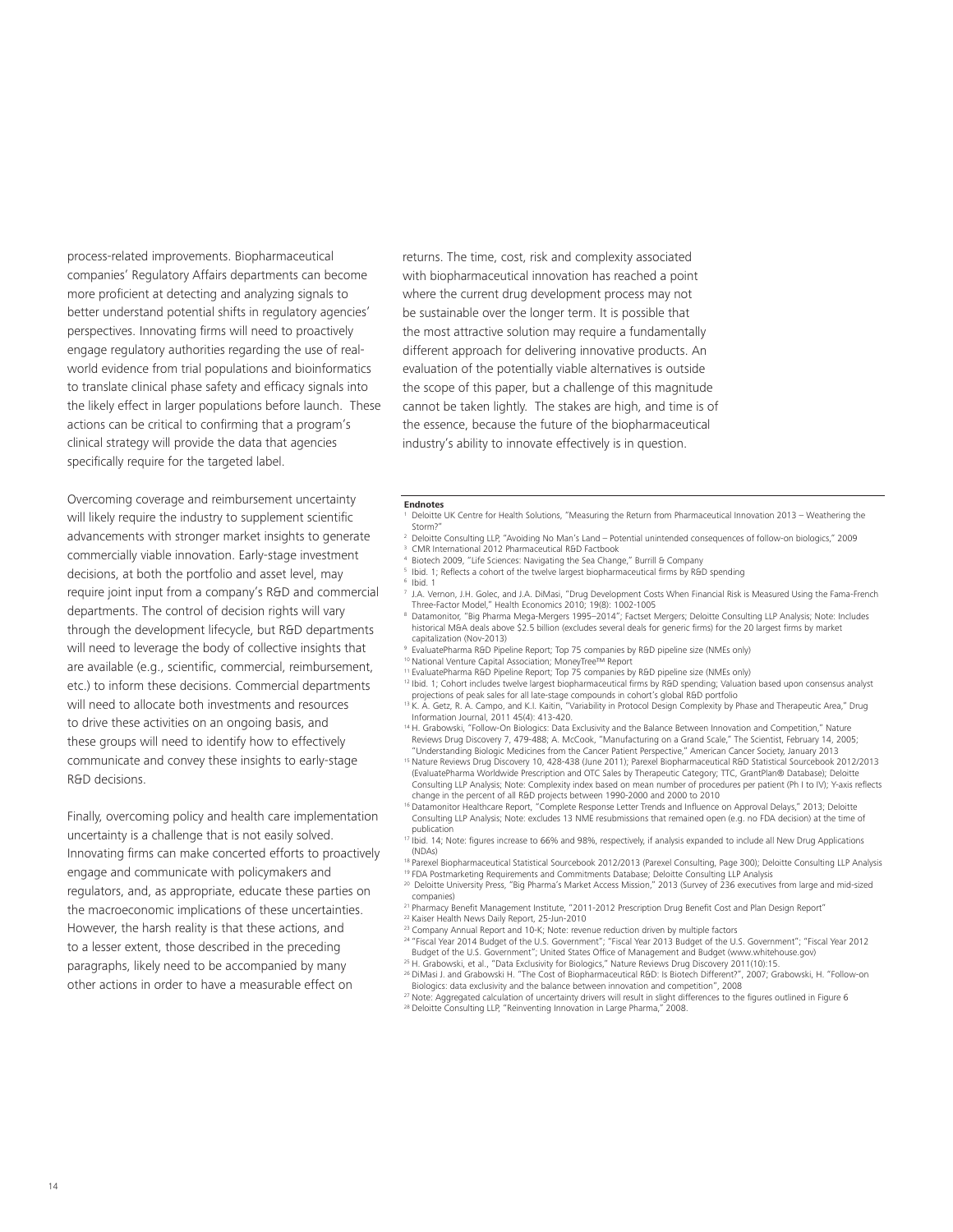process-related improvements. Biopharmaceutical companies' Regulatory Affairs departments can become more proficient at detecting and analyzing signals to better understand potential shifts in regulatory agencies' perspectives. Innovating firms will need to proactively engage regulatory authorities regarding the use of real-world evidence from trial populations and bioinformatics to translate clinical phase safety and efficacy signals into the likely effect in larger populations before launch. These actions can be critical to confirming that a program's clinical strategy will provide the data that agencies specifically require for the targeted label.

Overcoming coverage and reimbursement uncertainty will likely require the industry to supplement scientific advancements with stronger market insights to generate commercially viable innovation. Early-stage investment decisions, at both the portfolio and asset level, may require joint input from a company's R&D and commercial departments. The control of decision rights will vary through the development lifecycle, but R&D departments will need to leverage the body of collective insights that are available (e.g., scientific, commercial, reimbursement, etc.) to inform these decisions. Commercial departments will need to allocate both investments and resources to drive these activities on an ongoing basis, and these groups will need to identify how to effectively communicate and convey these insights to early-stage R&D decisions.

Finally, overcoming policy and health care implementation uncertainty is a challenge that is not easily solved. Innovating firms can make concerted efforts to proactively engage and communicate with policymakers and regulators, and, as appropriate, educate these parties on the macroeconomic implications of these uncertainties. However, the harsh reality is that these actions, and to a lesser extent, those described in the preceding paragraphs, likely need to be accompanied by many other actions in order to have a measurable effect on returns. The time, cost, risk and complexity associated with biopharmaceutical innovation has reached a point where the current drug development process may not be sustainable over the longer term. It is possible that the most attractive solution may require a fundamentally different approach for delivering innovative products. An evaluation of the potentially viable alternatives is outside the scope of this paper, but a challenge of this magnitude cannot be taken lightly. The stakes are high, and time is of the essence, because the future of the biopharmaceutical industry's ability to innovate effectively is in question.

**Endnotes**

[1] Deloitte UK Centre for Health Solutions, "Measuring the Return from Pharmaceutical Innovation 2013 – Weathering the Storm?"

[2] Deloitte Consulting LLP, "Avoiding No Man's Land – Potential unintended consequences of follow-on biologics," 2009

[3] CMR International 2012 Pharmaceutical R&D Factbook

[4] Biotech 2009, "Life Sciences: Navigating the Sea Change," Burrill & Company

[5] Ibid. 1; Reflects a cohort of the twelve largest biopharmaceutical firms by R&D spending

[6] Ibid. 1

[7] J.A. Vernon, J.H. Golec, and J.A. DiMasi, "Drug Development Costs When Financial Risk is Measured Using the Fama-French Three-Factor Model," Health Economics 2010; 19(8): 1002-1005

[8] Datamonitor, "Big Pharma Mega-Mergers 1995–2014"; Factset Mergers; Deloitte Consulting LLP Analysis; Note: Includes historical M&A deals above $2.5 billion (excludes several deals for generic firms) for the 20 largest firms by market capitalization (Nov-2013)

[9] EvaluatePharma R&D Pipeline Report; Top 75 companies by R&D pipeline size (NMEs only)

[10] National Venture Capital Association; MoneyTree™ Report

[11] EvaluatePharma R&D Pipeline Report; Top 75 companies by R&D pipeline size (NMEs only)

[12] Ibid. 1; Cohort includes twelve largest biopharmaceutical firms by R&D spending; Valuation based upon consensus analyst projections of peak sales for all late-stage compounds in cohort's global R&D portfolio

[13] K. A. Getz, R. A. Campo, and K.I. Kaitin, "Variability in Protocol Design Complexity by Phase and Therapeutic Area," Drug Information Journal, 2011 45(4): 413-420.

[14] H. Grabowski, "Follow-On Biologics: Data Exclusivity and the Balance Between Innovation and Competition," Nature Reviews Drug Discovery 7, 479-488; A. McCook, "Manufacturing on a Grand Scale," The Scientist, February 14, 2005; "Understanding Biologic Medicines from the Cancer Patient Perspective," American Cancer Society, January 2013

[15] Nature Reviews Drug Discovery 10, 428-438 (June 2011); Parexel Biopharmaceutical R&D Statistical Sourcebook 2012/2013 (EvaluatePharma Worldwide Prescription and OTC Sales by Therapeutic Category; TTC, GrantPlan® Database); Deloitte Consulting LLP Analysis; Note: Complexity index based on mean number of procedures per patient (Ph I to IV); Y-axis reflects change in the percent of all R&D projects between 1990-2000 and 2000 to 2010

[16] Datamonitor Healthcare Report, "Complete Response Letter Trends and Influence on Approval Delays," 2013; Deloitte Consulting LLP Analysis; Note: excludes 13 NME resubmissions that remained open (e.g. no FDA decision) at the time of publication

[17] Ibid. 14; Note: figures increase to 66% and 98%, respectively, if analysis expanded to include all New Drug Applications (NDAs)

[18] Parexel Biopharmaceutical Statistical Sourcebook 2012/2013 (Parexel Consulting, Page 300); Deloitte Consulting LLP Analysis

[19] FDA Postmarketing Requirements and Commitments Database; Deloitte Consulting LLP Analysis

[20] Deloitte University Press, "Big Pharma's Market Access Mission," 2013 (Survey of 236 executives from large and mid-sized companies)

[21] Pharmacy Benefit Management Institute, "2011-2012 Prescription Drug Benefit Cost and Plan Design Report"

[22] Kaiser Health News Daily Report, 25-Jun-2010

[23] Company Annual Report and 10-K; Note: revenue reduction driven by multiple factors

[24] "Fiscal Year 2014 Budget of the U.S. Government"; "Fiscal Year 2013 Budget of the U.S. Government"; "Fiscal Year 2012 Budget of the U.S. Government"; United States Office of Management and Budget (www.whitehouse.gov)

[25] H. Grabowski, et al., "Data Exclusivity for Biologics," Nature Reviews Drug Discovery 2011(10):15.

[26] DiMasi J. and Grabowski H. "The Cost of Biopharmaceutical R&D: Is Biotech Different?", 2007; Grabowski, H. "Follow-on Biologics: data exclusivity and the balance between innovation and competition", 2008

[27] Note: Aggregated calculation of uncertainty drivers will result in slight differences to the figures outlined in Figure 6

[28] Deloitte Consulting LLP, "Reinventing Innovation in Large Pharma," 2008.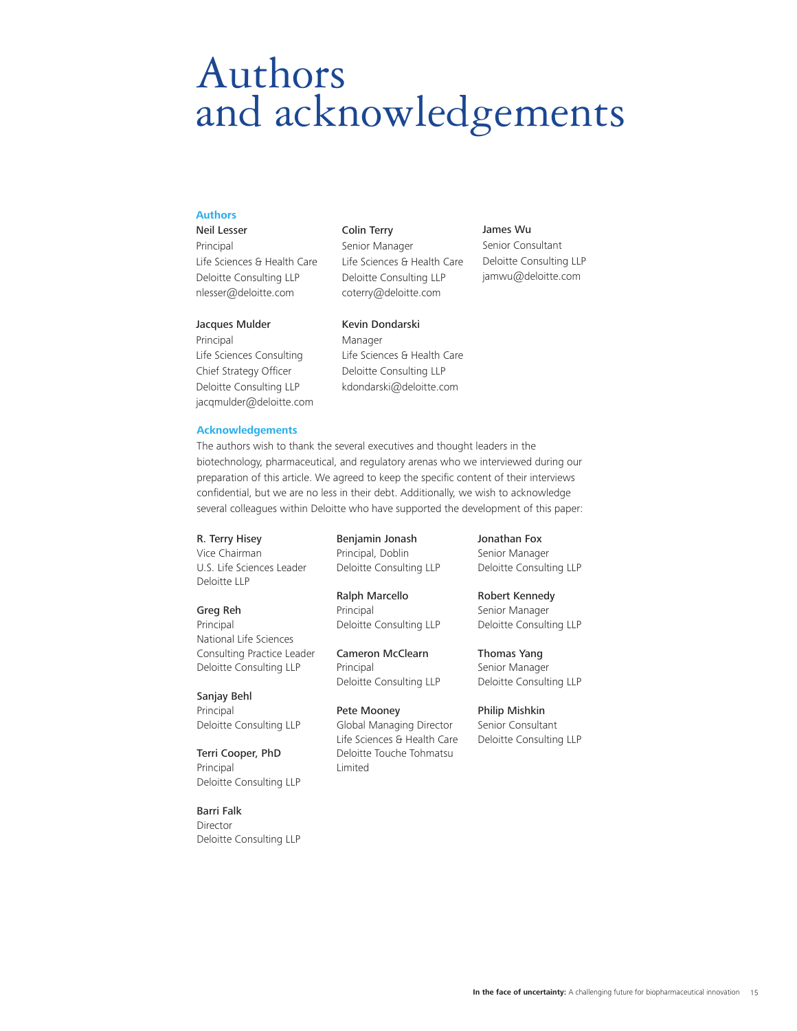# Authors and acknowledgements

## Authors

**Neil Lesser**
Principal
Life Sciences & Health Care
Deloitte Consulting LLP
nlesser@deloitte.com

**Jacques Mulder**
Principal
Life Sciences Consulting
Chief Strategy Officer
Deloitte Consulting LLP
jacqmulder@deloitte.com

**Colin Terry**
Senior Manager
Life Sciences & Health Care
Deloitte Consulting LLP
coterry@deloitte.com

**Kevin Dondarski**
Manager
Life Sciences & Health Care
Deloitte Consulting LLP
kdondarski@deloitte.com

**James Wu**
Senior Consultant
Deloitte Consulting LLP
jamwu@deloitte.com

## Acknowledgements

The authors wish to thank the several executives and thought leaders in the biotechnology, pharmaceutical, and regulatory arenas who we interviewed during our preparation of this article. We agreed to keep the specific content of their interviews confidential, but we are no less in their debt. Additionally, we wish to acknowledge several colleagues within Deloitte who have supported the development of this paper:

**R. Terry Hisey**
Vice Chairman
U.S. Life Sciences Leader
Deloitte LLP

**Greg Reh**
Principal
National Life Sciences
Consulting Practice Leader
Deloitte Consulting LLP

**Sanjay Behl**
Principal
Deloitte Consulting LLP

**Terri Cooper, PhD**
Principal
Deloitte Consulting LLP

**Barri Falk**
Director
Deloitte Consulting LLP

**Benjamin Jonash**
Principal, Doblin
Deloitte Consulting LLP

**Ralph Marcello**
Principal
Deloitte Consulting LLP

**Cameron McClearn**
Principal
Deloitte Consulting LLP

**Pete Mooney**
Global Managing Director
Life Sciences & Health Care
Deloitte Touche Tohmatsu
Limited

**Jonathan Fox**
Senior Manager
Deloitte Consulting LLP

**Robert Kennedy**
Senior Manager
Deloitte Consulting LLP

**Thomas Yang**
Senior Manager
Deloitte Consulting LLP

**Philip Mishkin**
Senior Consultant
Deloitte Consulting LLP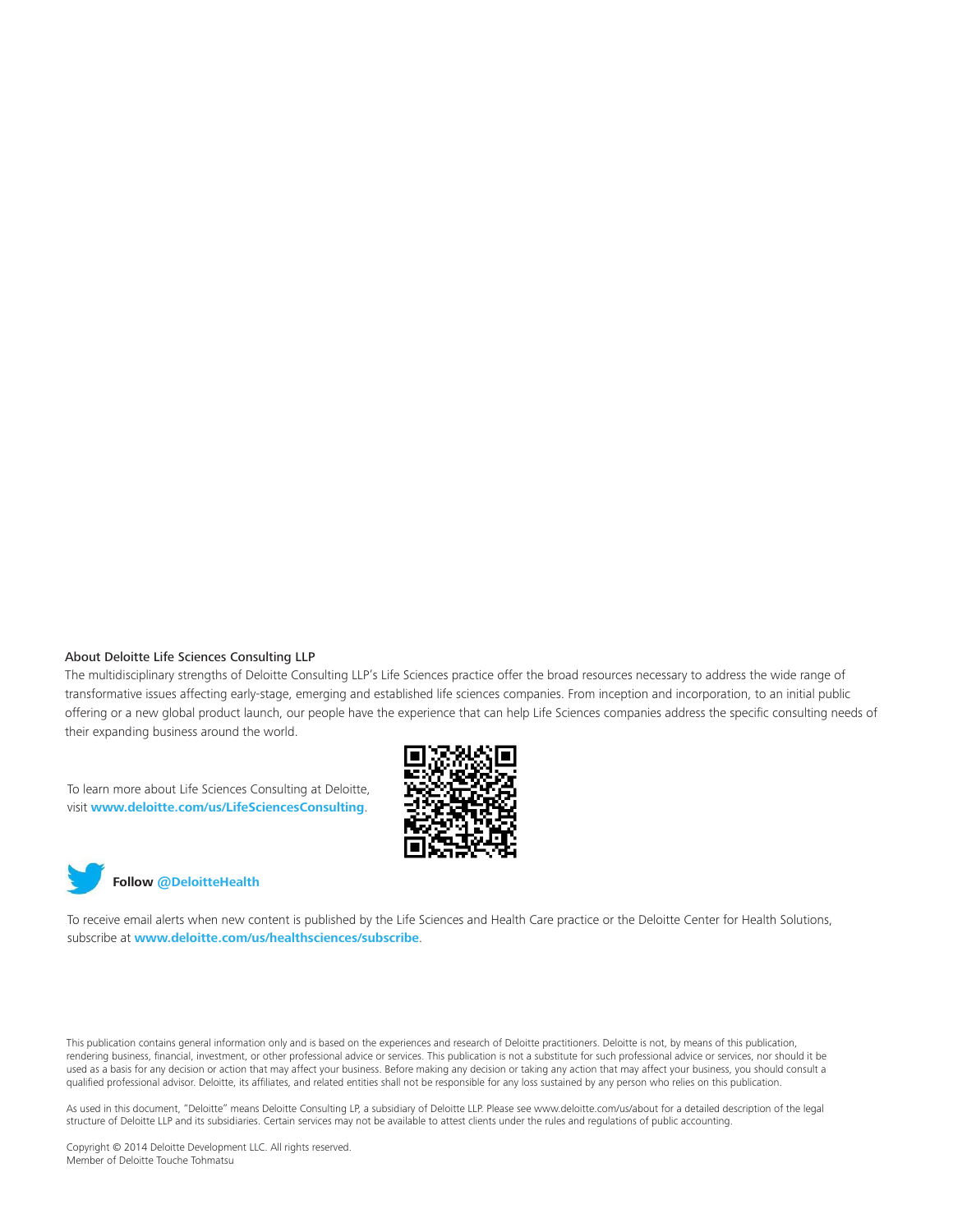**About Deloitte Life Sciences Consulting LLP**

The multidisciplinary strengths of Deloitte Consulting LLP's Life Sciences practice offer the broad resources necessary to address the wide range of transformative issues affecting early-stage, emerging and established life sciences companies. From inception and incorporation, to an initial public offering or a new global product launch, our people have the experience that can help Life Sciences companies address the specific consulting needs of their expanding business around the world.

To learn more about Life Sciences Consulting at Deloitte, visit **www.deloitte.com/us/LifeSciencesConsulting**.

**Follow @DeloitteHealth**

To receive email alerts when new content is published by the Life Sciences and Health Care practice or the Deloitte Center for Health Solutions, subscribe at **www.deloitte.com/us/healthsciences/subscribe**.

This publication contains general information only and is based on the experiences and research of Deloitte practitioners. Deloitte is not, by means of this publication, rendering business, financial, investment, or other professional advice or services. This publication is not a substitute for such professional advice or services, nor should it be used as a basis for any decision or action that may affect your business. Before making any decision or taking any action that may affect your business, you should consult a qualified professional advisor. Deloitte, its affiliates, and related entities shall not be responsible for any loss sustained by any person who relies on this publication.

As used in this document, "Deloitte" means Deloitte Consulting LP, a subsidiary of Deloitte LLP. Please see www.deloitte.com/us/about for a detailed description of the legal structure of Deloitte LLP and its subsidiaries. Certain services may not be available to attest clients under the rules and regulations of public accounting.

Copyright © 2014 Deloitte Development LLC. All rights reserved.
Member of Deloitte Touche Tohmatsu